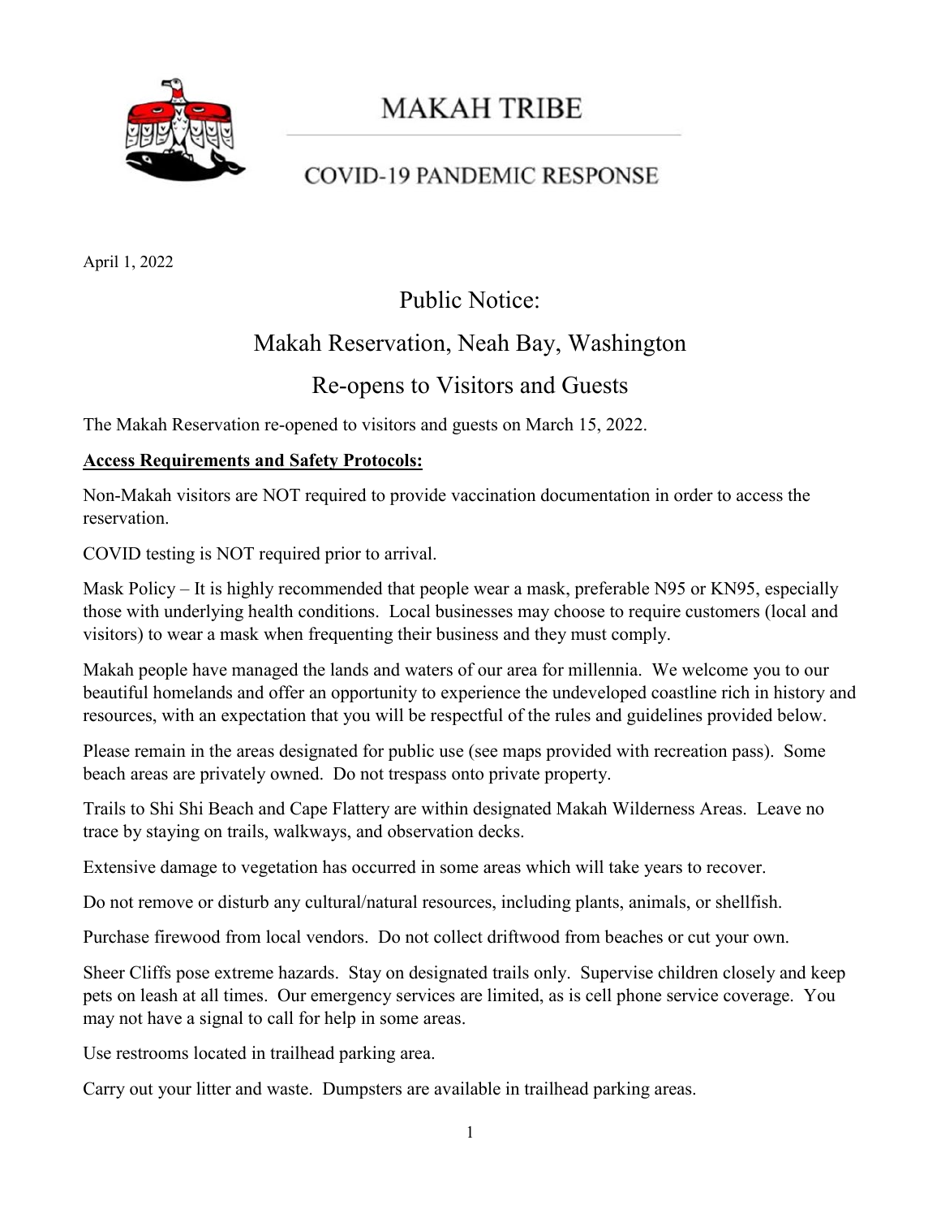# MAKAH TRIBE

## COVID-19 PANDEMIC RESPONSE

April 1, 2022

## Public Notice:
## Makah Reservation, Neah Bay, Washington
## Re-opens to Visitors and Guests

The Makah Reservation re-opened to visitors and guests on March 15, 2022.

**Access Requirements and Safety Protocols:**

Non-Makah visitors are NOT required to provide vaccination documentation in order to access the reservation.

COVID testing is NOT required prior to arrival.

Mask Policy – It is highly recommended that people wear a mask, preferable N95 or KN95, especially those with underlying health conditions. Local businesses may choose to require customers (local and visitors) to wear a mask when frequenting their business and they must comply.

Makah people have managed the lands and waters of our area for millennia. We welcome you to our beautiful homelands and offer an opportunity to experience the undeveloped coastline rich in history and resources, with an expectation that you will be respectful of the rules and guidelines provided below.

Please remain in the areas designated for public use (see maps provided with recreation pass). Some beach areas are privately owned. Do not trespass onto private property.

Trails to Shi Shi Beach and Cape Flattery are within designated Makah Wilderness Areas. Leave no trace by staying on trails, walkways, and observation decks.

Extensive damage to vegetation has occurred in some areas which will take years to recover.

Do not remove or disturb any cultural/natural resources, including plants, animals, or shellfish.

Purchase firewood from local vendors. Do not collect driftwood from beaches or cut your own.

Sheer Cliffs pose extreme hazards. Stay on designated trails only. Supervise children closely and keep pets on leash at all times. Our emergency services are limited, as is cell phone service coverage. You may not have a signal to call for help in some areas.

Use restrooms located in trailhead parking area.

Carry out your litter and waste. Dumpsters are available in trailhead parking areas.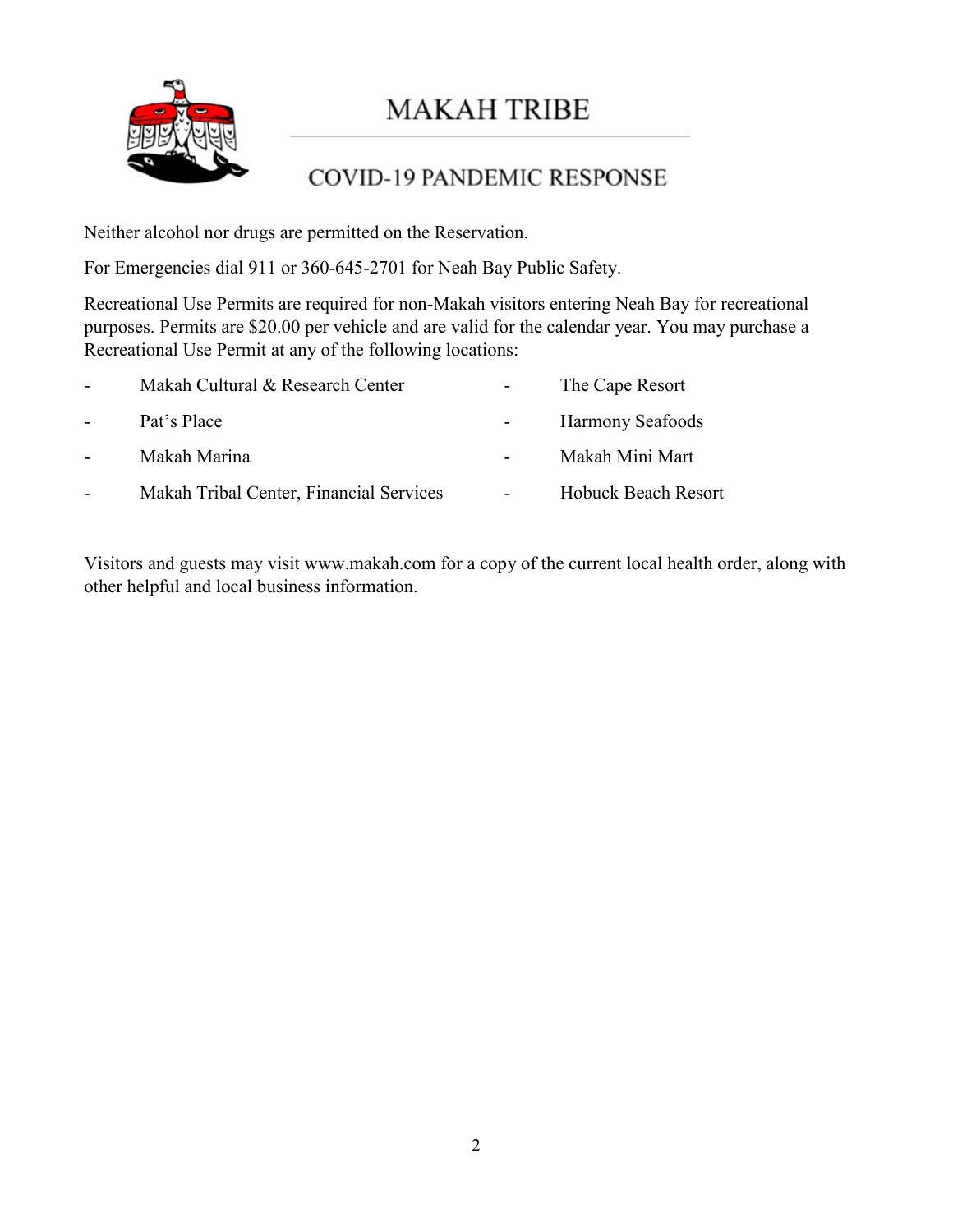# MAKAH TRIBE

## COVID-19 PANDEMIC RESPONSE

Neither alcohol nor drugs are permitted on the Reservation.

For Emergencies dial 911 or 360-645-2701 for Neah Bay Public Safety.

Recreational Use Permits are required for non-Makah visitors entering Neah Bay for recreational purposes. Permits are $20.00 per vehicle and are valid for the calendar year. You may purchase a Recreational Use Permit at any of the following locations:

- Makah Cultural & Research Center
- Pat's Place
- Makah Marina
- Makah Tribal Center, Financial Services
- The Cape Resort
- Harmony Seafoods
- Makah Mini Mart
- Hobuck Beach Resort

Visitors and guests may visit www.makah.com for a copy of the current local health order, along with other helpful and local business information.